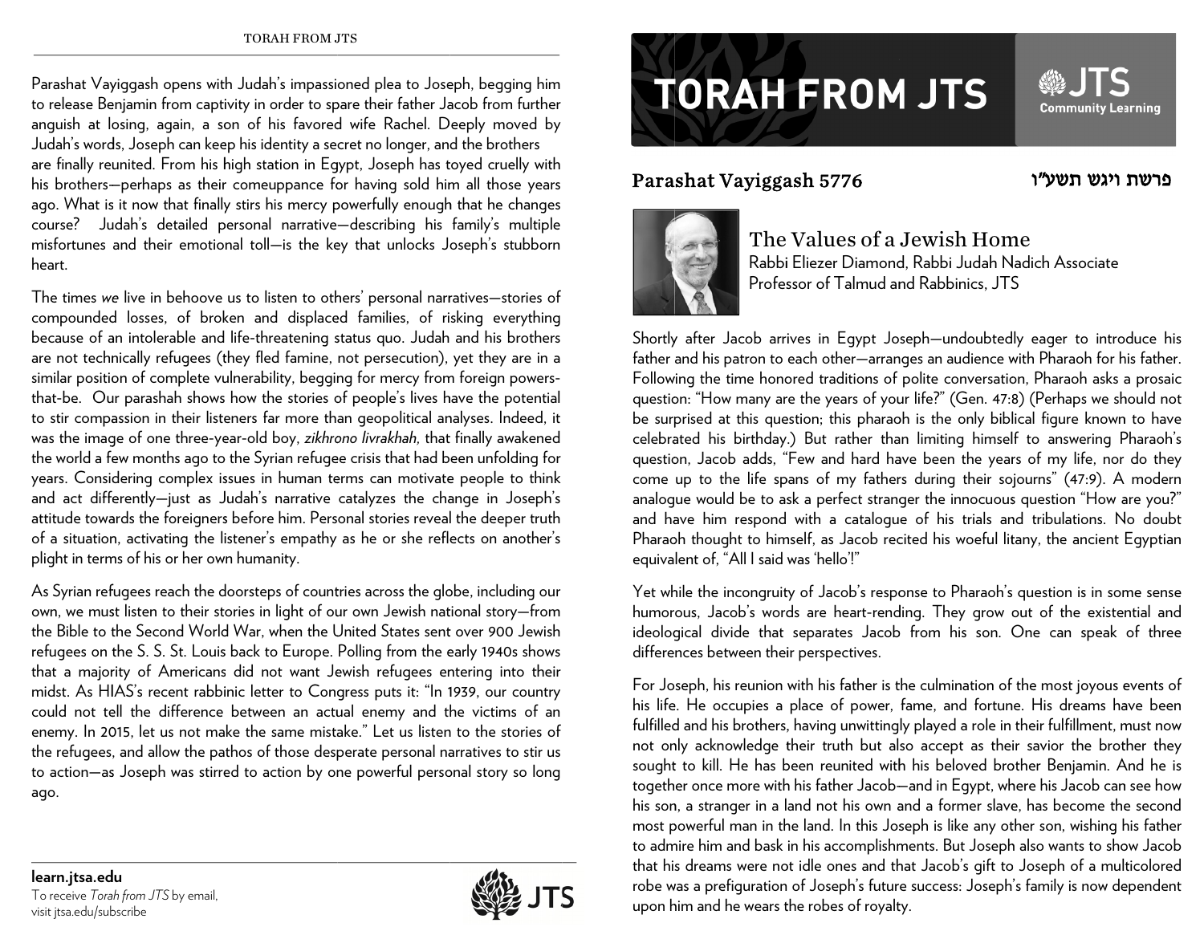Parashat Vayiggash opens with Judah's impassioned plea to Joseph, begging him to release Benjamin from captivity in order to spare their father Jacob from further anguish at losing, again, a son of his favored wife Rachel. Deeply moved by Judah's words, Joseph can keep his identity a secret no longer, and the brothers are finally reunited. From his high station in Egypt, Joseph has toyed cruelly with his brothers—perhaps as their comeuppance for having sold him all those years ago. What is it now that finally stirs his mercy powerfully enough that he changes course? Judah's detailed personal narrative—describing his family's multiple misfortunes and their emotional toll—is the key that unlocks Joseph's stubborn heart.

The times *we* live in behoove us to listen to others' personal narratives—stories of compounded losses, of broken and displaced families, of risking everything because of an intolerable and life-threatening status quo. Judah and his brothers are not technically refugees (they fled famine, not persecution), yet they are in a similar position of complete vulnerability, begging for mercy from foreign powers-that-be. Our parashah shows how the stories of people's lives have the potential to stir compassion in their listeners far more than geopolitical analyses. Indeed, it was the image of one three-year-old boy, *zikhrono livrakhah,* that finally awakened the world a few months ago to the Syrian refugee crisis that had been unfolding for years. Considering complex issues in human terms can motivate people to think and act differently—just as Judah's narrative catalyzes the change in Joseph's attitude towards the foreigners before him. Personal stories reveal the deeper truth of a situation, activating the listener's empathy as he or she reflects on another's plight in terms of his or her own humanity.

As Syrian refugees reach the doorsteps of countries across the globe, including our own, we must listen to their stories in light of our own Jewish national story—from the Bible to the Second World War, when the United States sent over 900 Jewish refugees on the S. S. St. Louis back to Europe. Polling from the early 1940s shows that a majority of Americans did not want Jewish refugees entering into their midst. As HIAS's recent rabbinic letter to Congress puts it: "In 1939, our country could not tell the difference between an actual enemy and the victims of an enemy. In 2015, let us not make the same mistake." Let us listen to the stories of the refugees, and allow the pathos of those desperate personal narratives to stir us to action—as Joseph was stirred to action by one powerful personal story so long ago.

# TORAH FROM JTS

JTS Community Learning

## Parashat Vayiggash 5776

פרשת ויגש תשע״ו

### The Values of a Jewish Home

Rabbi Eliezer Diamond, Rabbi Judah Nadich Associate Professor of Talmud and Rabbinics, JTS

Shortly after Jacob arrives in Egypt Joseph—undoubtedly eager to introduce his father and his patron to each other—arranges an audience with Pharaoh for his father. Following the time honored traditions of polite conversation, Pharaoh asks a prosaic question: "How many are the years of your life?" (Gen. 47:8) (Perhaps we should not be surprised at this question; this pharaoh is the only biblical figure known to have celebrated his birthday.) But rather than limiting himself to answering Pharaoh's question, Jacob adds, "Few and hard have been the years of my life, nor do they come up to the life spans of my fathers during their sojourns" (47:9). A modern analogue would be to ask a perfect stranger the innocuous question "How are you?" and have him respond with a catalogue of his trials and tribulations. No doubt Pharaoh thought to himself, as Jacob recited his woeful litany, the ancient Egyptian equivalent of, "All I said was 'hello'!"

Yet while the incongruity of Jacob's response to Pharaoh's question is in some sense humorous, Jacob's words are heart-rending. They grow out of the existential and ideological divide that separates Jacob from his son. One can speak of three differences between their perspectives.

For Joseph, his reunion with his father is the culmination of the most joyous events of his life. He occupies a place of power, fame, and fortune. His dreams have been fulfilled and his brothers, having unwittingly played a role in their fulfillment, must now not only acknowledge their truth but also accept as their savior the brother they sought to kill. He has been reunited with his beloved brother Benjamin. And he is together once more with his father Jacob—and in Egypt, where his Jacob can see how his son, a stranger in a land not his own and a former slave, has become the second most powerful man in the land. In this Joseph is like any other son, wishing his father to admire him and bask in his accomplishments. But Joseph also wants to show Jacob that his dreams were not idle ones and that Jacob's gift to Joseph of a multicolored robe was a prefiguration of Joseph's future success: Joseph's family is now dependent upon him and he wears the robes of royalty.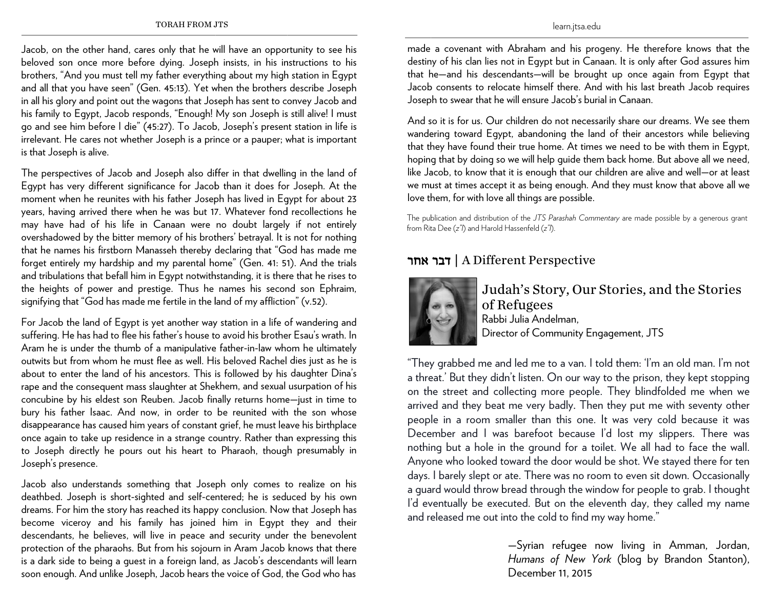Jacob, on the other hand, cares only that he will have an opportunity to see his beloved son once more before dying. Joseph insists, in his instructions to his brothers, "And you must tell my father everything about my high station in Egypt and all that you have seen" (Gen. 45:13). Yet when the brothers describe Joseph in all his glory and point out the wagons that Joseph has sent to convey Jacob and his family to Egypt, Jacob responds, "Enough! My son Joseph is still alive! I must go and see him before I die" (45:27). To Jacob, Joseph's present station in life is irrelevant. He cares not whether Joseph is a prince or a pauper; what is important is that Joseph is alive.

The perspectives of Jacob and Joseph also differ in that dwelling in the land of Egypt has very different significance for Jacob than it does for Joseph. At the moment when he reunites with his father Joseph has lived in Egypt for about 23 years, having arrived there when he was but 17. Whatever fond recollections he may have had of his life in Canaan were no doubt largely if not entirely overshadowed by the bitter memory of his brothers' betrayal. It is not for nothing that he names his firstborn Manasseh thereby declaring that "God has made me forget entirely my hardship and my parental home" (Gen. 41: 51). And the trials and tribulations that befall him in Egypt notwithstanding, it is there that he rises to the heights of power and prestige. Thus he names his second son Ephraim, signifying that "God has made me fertile in the land of my affliction" (v.52).

For Jacob the land of Egypt is yet another way station in a life of wandering and suffering. He has had to flee his father's house to avoid his brother Esau's wrath. In Aram he is under the thumb of a manipulative father-in-law whom he ultimately outwits but from whom he must flee as well. His beloved Rachel dies just as he is about to enter the land of his ancestors. This is followed by his daughter Dina's rape and the consequent mass slaughter at Shekhem, and sexual usurpation of his concubine by his eldest son Reuben. Jacob finally returns home—just in time to bury his father Isaac. And now, in order to be reunited with the son whose disappearance has caused him years of constant grief, he must leave his birthplace once again to take up residence in a strange country. Rather than expressing this to Joseph directly he pours out his heart to Pharaoh, though presumably in Joseph's presence.

Jacob also understands something that Joseph only comes to realize on his deathbed. Joseph is short-sighted and self-centered; he is seduced by his own dreams. For him the story has reached its happy conclusion. Now that Joseph has become viceroy and his family has joined him in Egypt they and their descendants, he believes, will live in peace and security under the benevolent protection of the pharaohs. But from his sojourn in Aram Jacob knows that there is a dark side to being a guest in a foreign land, as Jacob's descendants will learn soon enough. And unlike Joseph, Jacob hears the voice of God, the God who has made a covenant with Abraham and his progeny. He therefore knows that the destiny of his clan lies not in Egypt but in Canaan. It is only after God assures him that he—and his descendants—will be brought up once again from Egypt that Jacob consents to relocate himself there. And with his last breath Jacob requires Joseph to swear that he will ensure Jacob's burial in Canaan.

And so it is for us. Our children do not necessarily share our dreams. We see them wandering toward Egypt, abandoning the land of their ancestors while believing that they have found their true home. At times we need to be with them in Egypt, hoping that by doing so we will help guide them back home. But above all we need, like Jacob, to know that it is enough that our children are alive and well—or at least we must at times accept it as being enough. And they must know that above all we love them, for with love all things are possible.

The publication and distribution of the *JTS Parashah Commentary* are made possible by a generous grant from Rita Dee (*z"l*) and Harold Hassenfeld (*z"l*).

## דבר אחר | A Different Perspective

### Judah's Story, Our Stories, and the Stories of Refugees

Rabbi Julia Andelman,
Director of Community Engagement, JTS

"They grabbed me and led me to a van. I told them: 'I'm an old man. I'm not a threat.' But they didn't listen. On our way to the prison, they kept stopping on the street and collecting more people. They blindfolded me when we arrived and they beat me very badly. Then they put me with seventy other people in a room smaller than this one. It was very cold because it was December and I was barefoot because I'd lost my slippers. There was nothing but a hole in the ground for a toilet. We all had to face the wall. Anyone who looked toward the door would be shot. We stayed there for ten days. I barely slept or ate. There was no room to even sit down. Occasionally a guard would throw bread through the window for people to grab. I thought I'd eventually be executed. But on the eleventh day, they called my name and released me out into the cold to find my way home."

—Syrian refugee now living in Amman, Jordan, *Humans of New York* (blog by Brandon Stanton), December 11, 2015